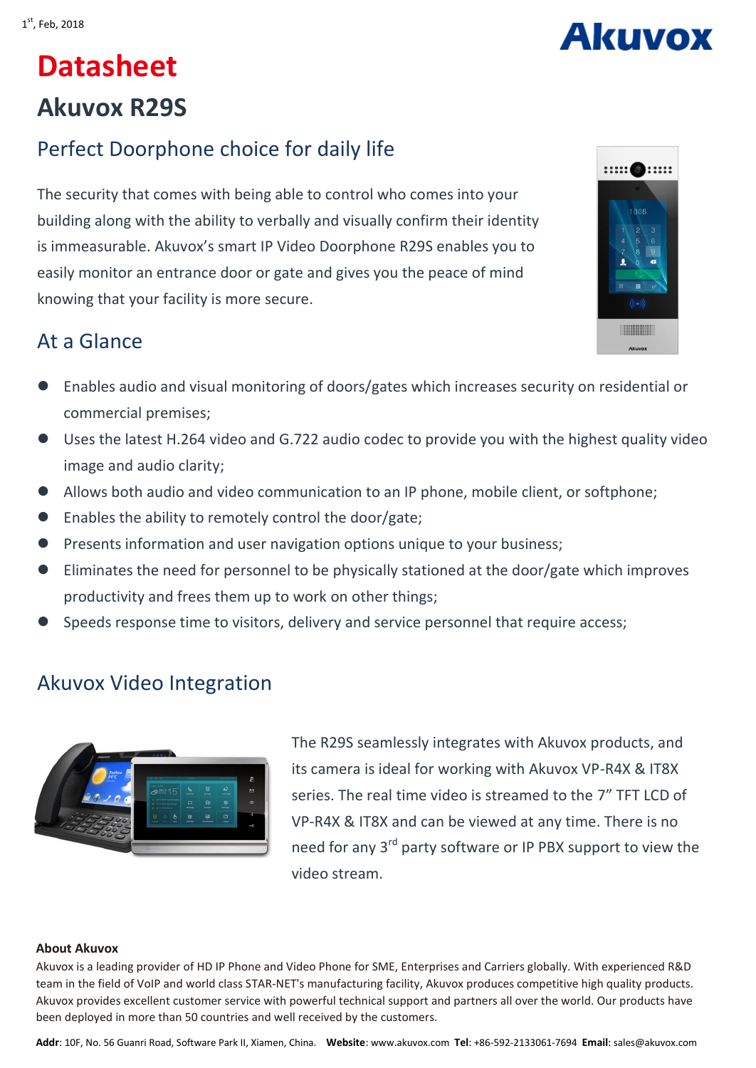1st, Feb, 2018

# Datasheet

## Akuvox R29S

### Perfect Doorphone choice for daily life

The security that comes with being able to control who comes into your building along with the ability to verbally and visually confirm their identity is immeasurable. Akuvox's smart IP Video Doorphone R29S enables you to easily monitor an entrance door or gate and gives you the peace of mind knowing that your facility is more secure.

### At a Glance

- Enables audio and visual monitoring of doors/gates which increases security on residential or commercial premises;
- Uses the latest H.264 video and G.722 audio codec to provide you with the highest quality video image and audio clarity;
- Allows both audio and video communication to an IP phone, mobile client, or softphone;
- Enables the ability to remotely control the door/gate;
- Presents information and user navigation options unique to your business;
- Eliminates the need for personnel to be physically stationed at the door/gate which improves productivity and frees them up to work on other things;
- Speeds response time to visitors, delivery and service personnel that require access;

### Akuvox Video Integration

The R29S seamlessly integrates with Akuvox products, and its camera is ideal for working with Akuvox VP-R4X & IT8X series. The real time video is streamed to the 7" TFT LCD of VP-R4X & IT8X and can be viewed at any time. There is no need for any 3rd party software or IP PBX support to view the video stream.

**About Akuvox**

Akuvox is a leading provider of HD IP Phone and Video Phone for SME, Enterprises and Carriers globally. With experienced R&D team in the field of VoIP and world class STAR-NET's manufacturing facility, Akuvox produces competitive high quality products. Akuvox provides excellent customer service with powerful technical support and partners all over the world. Our products have been deployed in more than 50 countries and well received by the customers.

**Addr**: 10F, No. 56 Guanri Road, Software Park II, Xiamen, China. **Website**: www.akuvox.com **Tel**: +86-592-2133061-7694 **Email**: sales@akuvox.com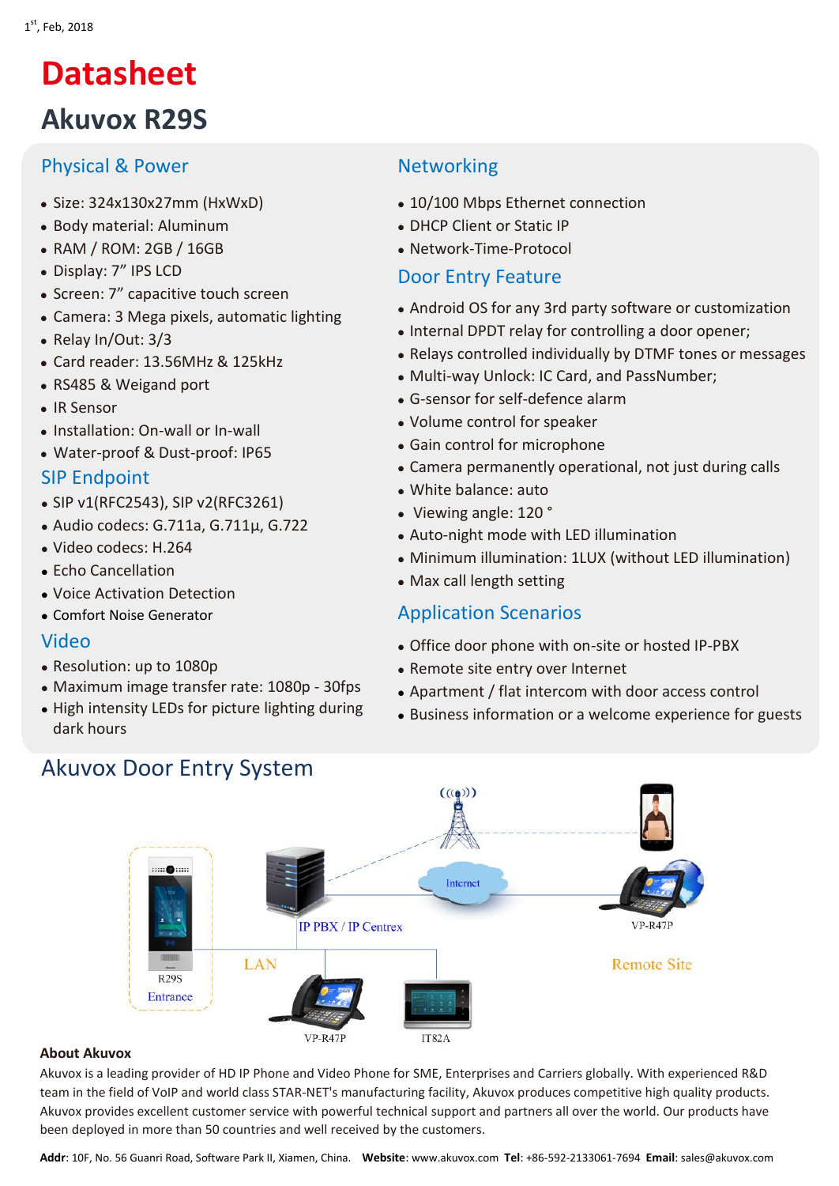1st, Feb, 2018

# Datasheet

## Akuvox R29S

### Physical & Power

- Size: 324x130x27mm (HxWxD)
- Body material: Aluminum
- RAM / ROM: 2GB / 16GB
- Display: 7" IPS LCD
- Screen: 7" capacitive touch screen
- Camera: 3 Mega pixels, automatic lighting
- Relay In/Out: 3/3
- Card reader: 13.56MHz & 125kHz
- RS485 & Weigand port
- IR Sensor
- Installation: On-wall or In-wall
- Water-proof & Dust-proof: IP65

### SIP Endpoint

- SIP v1(RFC2543), SIP v2(RFC3261)
- Audio codecs: G.711a, G.711μ, G.722
- Video codecs: H.264
- Echo Cancellation
- Voice Activation Detection
- Comfort Noise Generator

### Video

- Resolution: up to 1080p
- Maximum image transfer rate: 1080p - 30fps
- High intensity LEDs for picture lighting during dark hours

### Networking

- 10/100 Mbps Ethernet connection
- DHCP Client or Static IP
- Network-Time-Protocol

### Door Entry Feature

- Android OS for any 3rd party software or customization
- Internal DPDT relay for controlling a door opener;
- Relays controlled individually by DTMF tones or messages
- Multi-way Unlock: IC Card, and PassNumber;
- G-sensor for self-defence alarm
- Volume control for speaker
- Gain control for microphone
- Camera permanently operational, not just during calls
- White balance: auto
- Viewing angle: 120 °
- Auto-night mode with LED illumination
- Minimum illumination: 1LUX (without LED illumination)
- Max call length setting

### Application Scenarios

- Office door phone with on-site or hosted IP-PBX
- Remote site entry over Internet
- Apartment / flat intercom with door access control
- Business information or a welcome experience for guests

## Akuvox Door Entry System

Internet

IP PBX / IP Centrex

VP-R47P

R29S

Entrance

LAN

Remote Site

VP-R47P

IT82A

**About Akuvox**

Akuvox is a leading provider of HD IP Phone and Video Phone for SME, Enterprises and Carriers globally. With experienced R&D team in the field of VoIP and world class STAR-NET's manufacturing facility, Akuvox produces competitive high quality products. Akuvox provides excellent customer service with powerful technical support and partners all over the world. Our products have been deployed in more than 50 countries and well received by the customers.

**Addr**: 10F, No. 56 Guanri Road, Software Park II, Xiamen, China. **Website**: www.akuvox.com **Tel**: +86-592-2133061-7694 **Email**: sales@akuvox.com